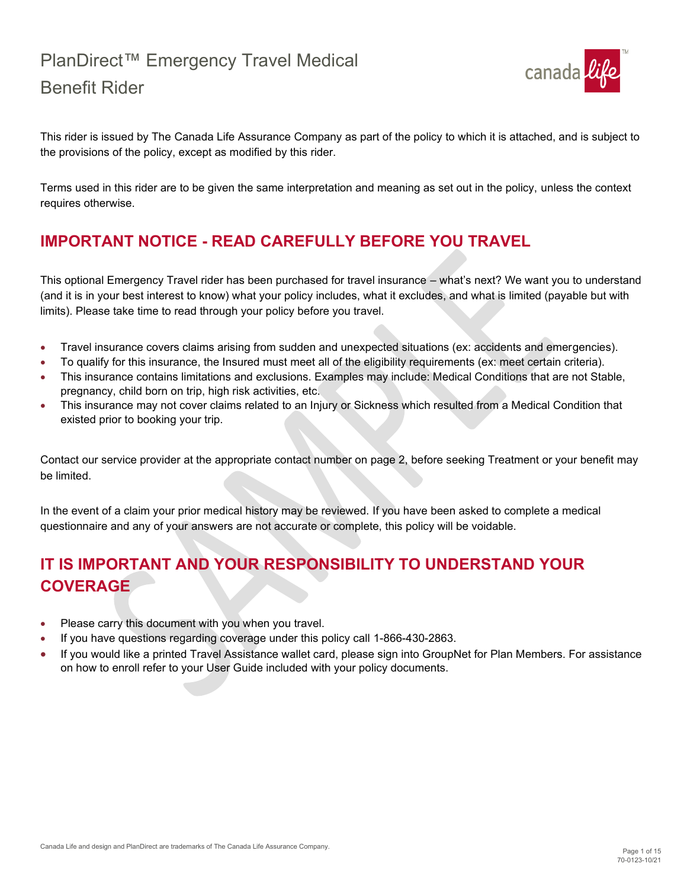# PlanDirect™ Emergency Travel Medical Benefit Rider

This rider is issued by The Canada Life Assurance Company as part of the policy to which it is attached, and is subject to the provisions of the policy, except as modified by this rider.

Terms used in this rider are to be given the same interpretation and meaning as set out in the policy, unless the context requires otherwise.

## IMPORTANT NOTICE - READ CAREFULLY BEFORE YOU TRAVEL

This optional Emergency Travel rider has been purchased for travel insurance – what's next? We want you to understand (and it is in your best interest to know) what your policy includes, what it excludes, and what is limited (payable but with limits). Please take time to read through your policy before you travel.

- Travel insurance covers claims arising from sudden and unexpected situations (ex: accidents and emergencies).
- To qualify for this insurance, the Insured must meet all of the eligibility requirements (ex: meet certain criteria).
- This insurance contains limitations and exclusions. Examples may include: Medical Conditions that are not Stable, pregnancy, child born on trip, high risk activities, etc.
- This insurance may not cover claims related to an Injury or Sickness which resulted from a Medical Condition that existed prior to booking your trip.

Contact our service provider at the appropriate contact number on page 2, before seeking Treatment or your benefit may be limited.

In the event of a claim your prior medical history may be reviewed. If you have been asked to complete a medical questionnaire and any of your answers are not accurate or complete, this policy will be voidable.

## IT IS IMPORTANT AND YOUR RESPONSIBILITY TO UNDERSTAND YOUR COVERAGE

- Please carry this document with you when you travel.
- If you have questions regarding coverage under this policy call 1-866-430-2863.
- If you would like a printed Travel Assistance wallet card, please sign into GroupNet for Plan Members. For assistance on how to enroll refer to your User Guide included with your policy documents.

Canada Life and design and PlanDirect are trademarks of The Canada Life Assurance Company.

70-0123-10/21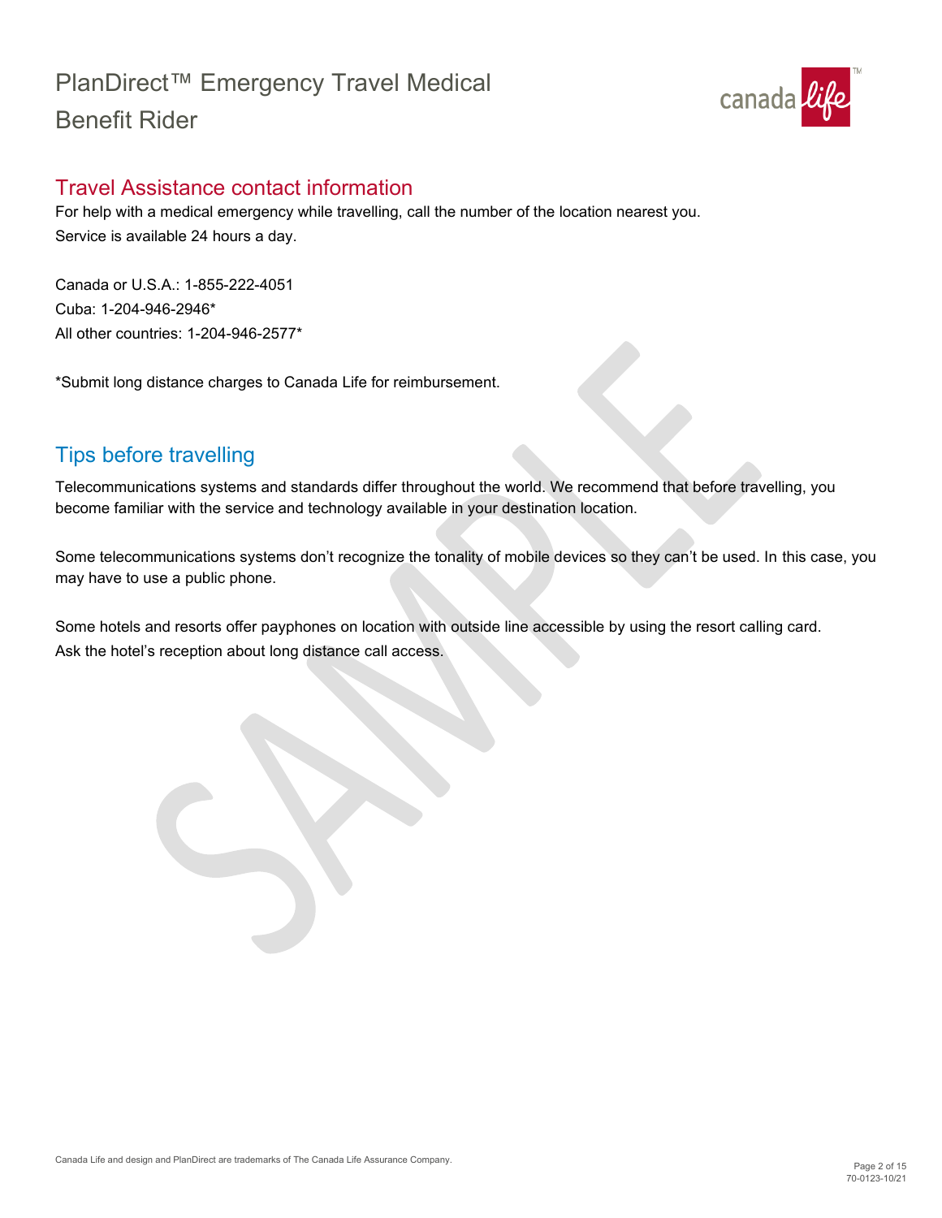# PlanDirect™ Emergency Travel Medical Benefit Rider

## Travel Assistance contact information

For help with a medical emergency while travelling, call the number of the location nearest you.
Service is available 24 hours a day.

Canada or U.S.A.: 1-855-222-4051
Cuba: 1-204-946-2946*
All other countries: 1-204-946-2577*

*Submit long distance charges to Canada Life for reimbursement.

## Tips before travelling

Telecommunications systems and standards differ throughout the world. We recommend that before travelling, you become familiar with the service and technology available in your destination location.

Some telecommunications systems don't recognize the tonality of mobile devices so they can't be used. In this case, you may have to use a public phone.

Some hotels and resorts offer payphones on location with outside line accessible by using the resort calling card. Ask the hotel's reception about long distance call access.

Canada Life and design and PlanDirect are trademarks of The Canada Life Assurance Company.

70-0123-10/21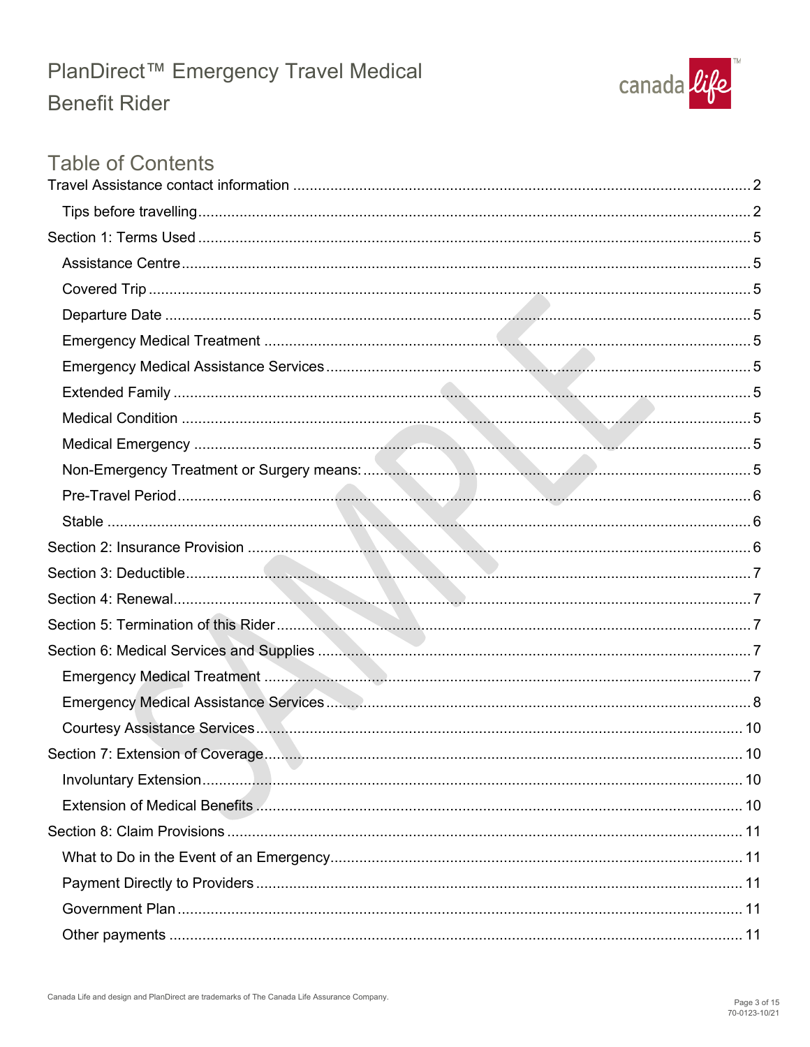# PlanDirect™ Emergency Travel Medical Benefit Rider

## Table of Contents

Travel Assistance contact information .......... 2

- Tips before travelling .......... 2

Section 1: Terms Used .......... 5

- Assistance Centre .......... 5
- Covered Trip .......... 5
- Departure Date .......... 5
- Emergency Medical Treatment .......... 5
- Emergency Medical Assistance Services .......... 5
- Extended Family .......... 5
- Medical Condition .......... 5
- Medical Emergency .......... 5
- Non-Emergency Treatment or Surgery means: .......... 5
- Pre-Travel Period .......... 6
- Stable .......... 6

Section 2: Insurance Provision .......... 6

Section 3: Deductible .......... 7

Section 4: Renewal .......... 7

Section 5: Termination of this Rider .......... 7

Section 6: Medical Services and Supplies .......... 7

- Emergency Medical Treatment .......... 7
- Emergency Medical Assistance Services .......... 8
- Courtesy Assistance Services .......... 10

Section 7: Extension of Coverage .......... 10

- Involuntary Extension .......... 10
- Extension of Medical Benefits .......... 10

Section 8: Claim Provisions .......... 11

- What to Do in the Event of an Emergency .......... 11
- Payment Directly to Providers .......... 11
- Government Plan .......... 11
- Other payments .......... 11

Canada Life and design and PlanDirect are trademarks of The Canada Life Assurance Company.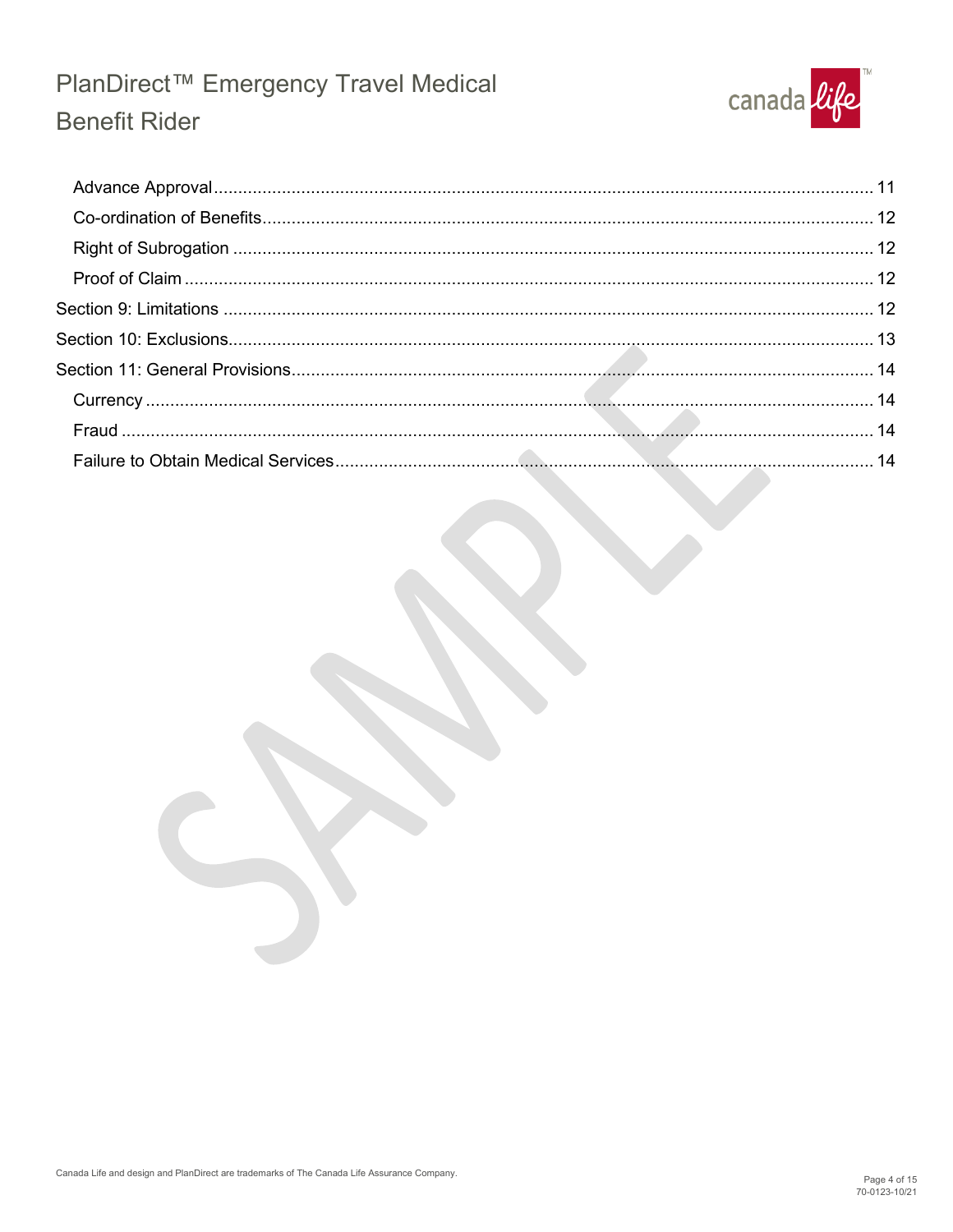Advance Approval ..... 11
Co-ordination of Benefits ..... 12
Right of Subrogation ..... 12
Proof of Claim ..... 12

Section 9: Limitations ..... 12

Section 10: Exclusions ..... 13

Section 11: General Provisions ..... 14

Currency ..... 14
Fraud ..... 14
Failure to Obtain Medical Services ..... 14

Canada Life and design and PlanDirect are trademarks of The Canada Life Assurance Company.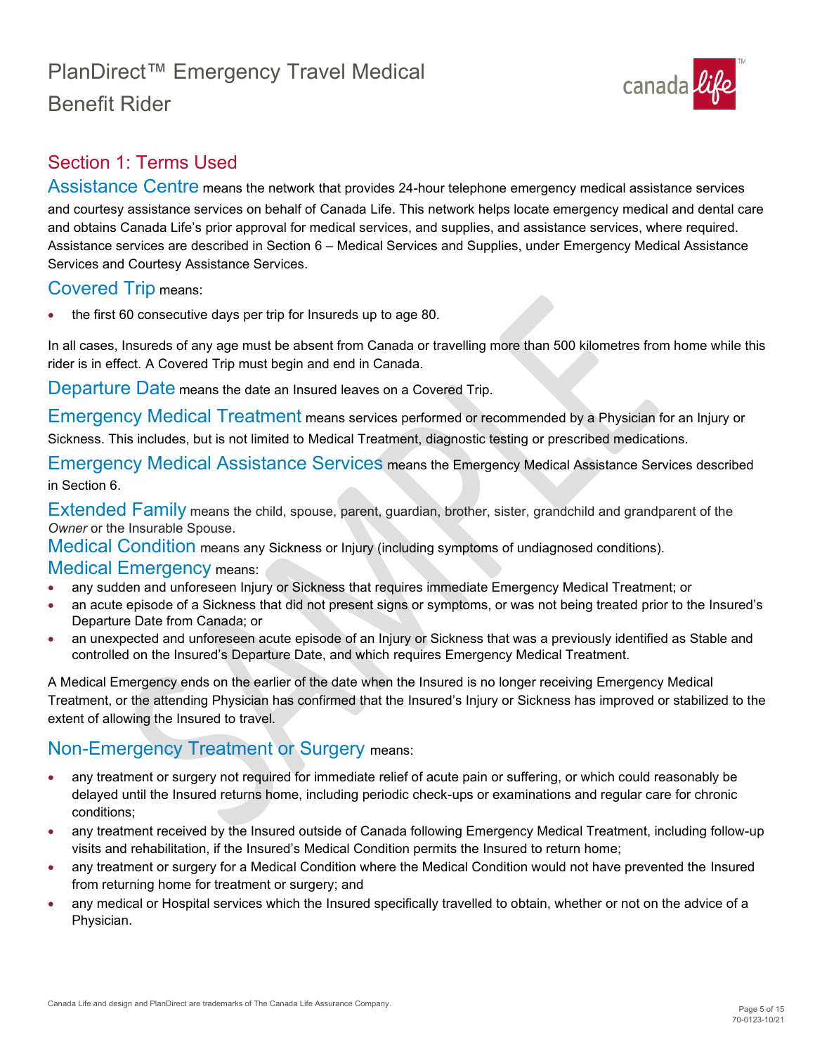# PlanDirect™ Emergency Travel Medical Benefit Rider

## Section 1: Terms Used

**Assistance Centre** means the network that provides 24-hour telephone emergency medical assistance services and courtesy assistance services on behalf of Canada Life. This network helps locate emergency medical and dental care and obtains Canada Life's prior approval for medical services, and supplies, and assistance services, where required. Assistance services are described in Section 6 – Medical Services and Supplies, under Emergency Medical Assistance Services and Courtesy Assistance Services.

**Covered Trip** means:

- the first 60 consecutive days per trip for Insureds up to age 80.

In all cases, Insureds of any age must be absent from Canada or travelling more than 500 kilometres from home while this rider is in effect. A Covered Trip must begin and end in Canada.

**Departure Date** means the date an Insured leaves on a Covered Trip.

**Emergency Medical Treatment** means services performed or recommended by a Physician for an Injury or Sickness. This includes, but is not limited to Medical Treatment, diagnostic testing or prescribed medications.

**Emergency Medical Assistance Services** means the Emergency Medical Assistance Services described in Section 6.

**Extended Family** means the child, spouse, parent, guardian, brother, sister, grandchild and grandparent of the *Owner* or the Insurable Spouse.

**Medical Condition** means any Sickness or Injury (including symptoms of undiagnosed conditions).

**Medical Emergency** means:

- any sudden and unforeseen Injury or Sickness that requires immediate Emergency Medical Treatment; or
- an acute episode of a Sickness that did not present signs or symptoms, or was not being treated prior to the Insured's Departure Date from Canada; or
- an unexpected and unforeseen acute episode of an Injury or Sickness that was a previously identified as Stable and controlled on the Insured's Departure Date, and which requires Emergency Medical Treatment.

A Medical Emergency ends on the earlier of the date when the Insured is no longer receiving Emergency Medical Treatment, or the attending Physician has confirmed that the Insured's Injury or Sickness has improved or stabilized to the extent of allowing the Insured to travel.

**Non-Emergency Treatment or Surgery** means:

- any treatment or surgery not required for immediate relief of acute pain or suffering, or which could reasonably be delayed until the Insured returns home, including periodic check-ups or examinations and regular care for chronic conditions;
- any treatment received by the Insured outside of Canada following Emergency Medical Treatment, including follow-up visits and rehabilitation, if the Insured's Medical Condition permits the Insured to return home;
- any treatment or surgery for a Medical Condition where the Medical Condition would not have prevented the Insured from returning home for treatment or surgery; and
- any medical or Hospital services which the Insured specifically travelled to obtain, whether or not on the advice of a Physician.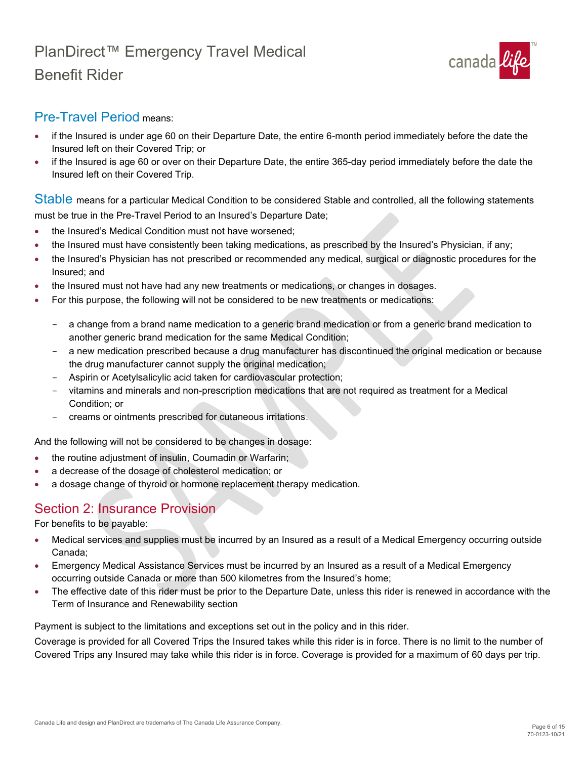**Pre-Travel Period** means:

- if the Insured is under age 60 on their Departure Date, the entire 6-month period immediately before the date the Insured left on their Covered Trip; or
- if the Insured is age 60 or over on their Departure Date, the entire 365-day period immediately before the date the Insured left on their Covered Trip.

**Stable** means for a particular Medical Condition to be considered Stable and controlled, all the following statements must be true in the Pre-Travel Period to an Insured's Departure Date;

- the Insured's Medical Condition must not have worsened;
- the Insured must have consistently been taking medications, as prescribed by the Insured's Physician, if any;
- the Insured's Physician has not prescribed or recommended any medical, surgical or diagnostic procedures for the Insured; and
- the Insured must not have had any new treatments or medications, or changes in dosages.
- For this purpose, the following will not be considered to be new treatments or medications:
  - a change from a brand name medication to a generic brand medication or from a generic brand medication to another generic brand medication for the same Medical Condition;
  - a new medication prescribed because a drug manufacturer has discontinued the original medication or because the drug manufacturer cannot supply the original medication;
  - Aspirin or Acetylsalicylic acid taken for cardiovascular protection;
  - vitamins and minerals and non-prescription medications that are not required as treatment for a Medical Condition; or
  - creams or ointments prescribed for cutaneous irritations.

And the following will not be considered to be changes in dosage:

- the routine adjustment of insulin, Coumadin or Warfarin;
- a decrease of the dosage of cholesterol medication; or
- a dosage change of thyroid or hormone replacement therapy medication.

## Section 2: Insurance Provision

For benefits to be payable:

- Medical services and supplies must be incurred by an Insured as a result of a Medical Emergency occurring outside Canada;
- Emergency Medical Assistance Services must be incurred by an Insured as a result of a Medical Emergency occurring outside Canada or more than 500 kilometres from the Insured's home;
- The effective date of this rider must be prior to the Departure Date, unless this rider is renewed in accordance with the Term of Insurance and Renewability section

Payment is subject to the limitations and exceptions set out in the policy and in this rider.

Coverage is provided for all Covered Trips the Insured takes while this rider is in force. There is no limit to the number of Covered Trips any Insured may take while this rider is in force. Coverage is provided for a maximum of 60 days per trip.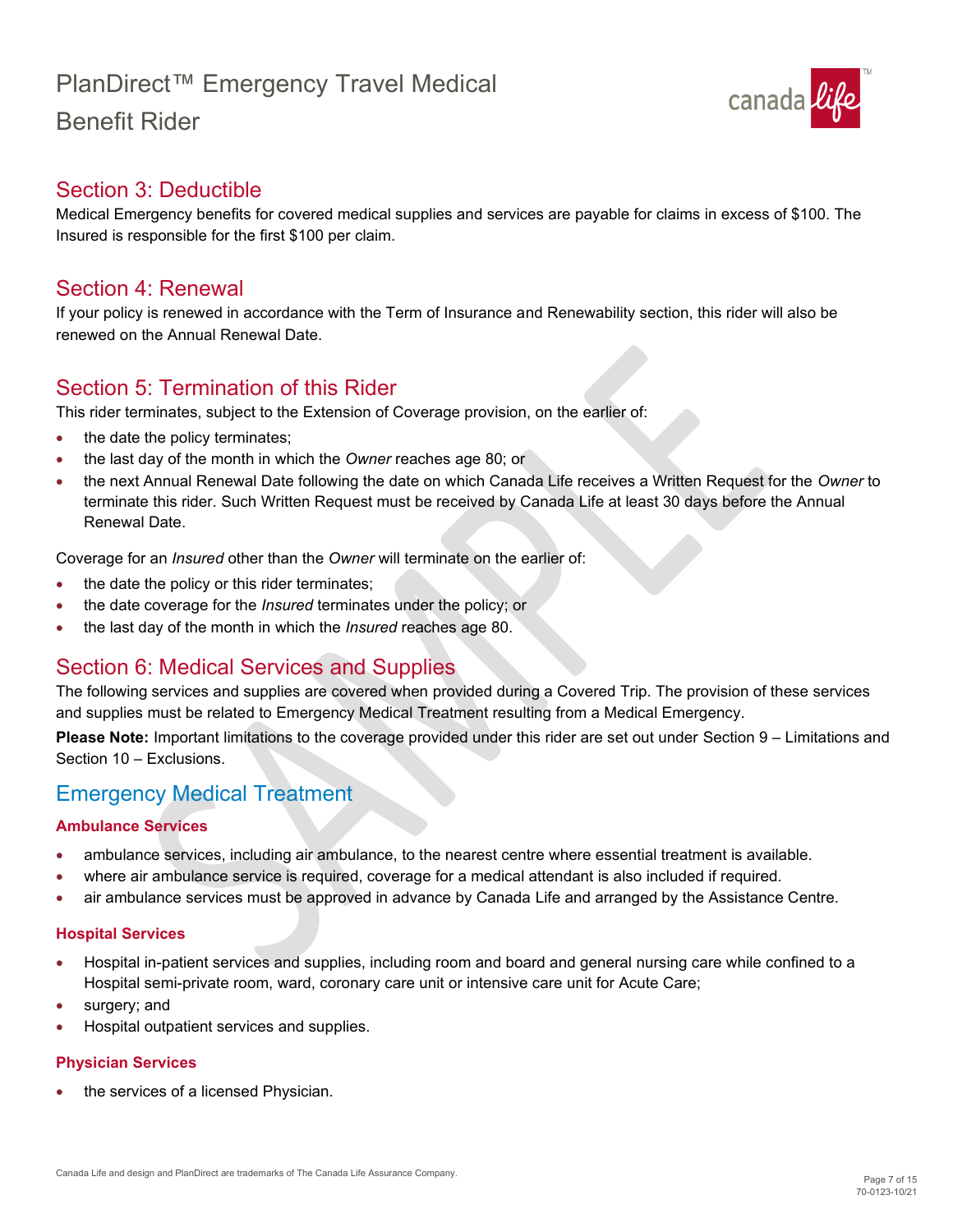## Section 3: Deductible

Medical Emergency benefits for covered medical supplies and services are payable for claims in excess of $100. The Insured is responsible for the first $100 per claim.

## Section 4: Renewal

If your policy is renewed in accordance with the Term of Insurance and Renewability section, this rider will also be renewed on the Annual Renewal Date.

## Section 5: Termination of this Rider

This rider terminates, subject to the Extension of Coverage provision, on the earlier of:

- the date the policy terminates;
- the last day of the month in which the *Owner* reaches age 80; or
- the next Annual Renewal Date following the date on which Canada Life receives a Written Request for the *Owner* to terminate this rider. Such Written Request must be received by Canada Life at least 30 days before the Annual Renewal Date.

Coverage for an *Insured* other than the *Owner* will terminate on the earlier of:

- the date the policy or this rider terminates;
- the date coverage for the *Insured* terminates under the policy; or
- the last day of the month in which the *Insured* reaches age 80.

## Section 6: Medical Services and Supplies

The following services and supplies are covered when provided during a Covered Trip. The provision of these services and supplies must be related to Emergency Medical Treatment resulting from a Medical Emergency.

**Please Note:** Important limitations to the coverage provided under this rider are set out under Section 9 – Limitations and Section 10 – Exclusions.

## Emergency Medical Treatment

### Ambulance Services

- ambulance services, including air ambulance, to the nearest centre where essential treatment is available.
- where air ambulance service is required, coverage for a medical attendant is also included if required.
- air ambulance services must be approved in advance by Canada Life and arranged by the Assistance Centre.

### Hospital Services

- Hospital in-patient services and supplies, including room and board and general nursing care while confined to a Hospital semi-private room, ward, coronary care unit or intensive care unit for Acute Care;
- surgery; and
- Hospital outpatient services and supplies.

### Physician Services

- the services of a licensed Physician.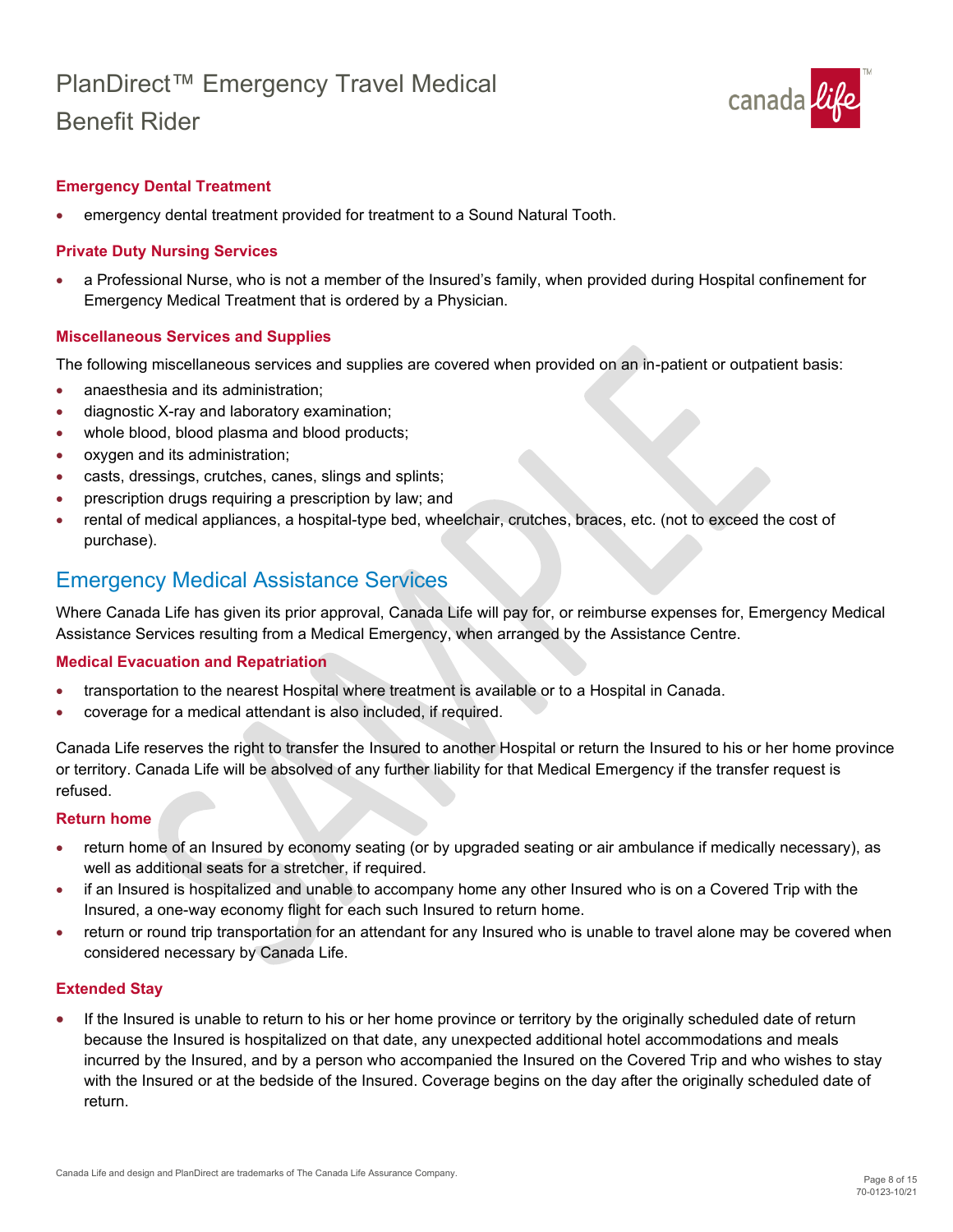#### Emergency Dental Treatment

- emergency dental treatment provided for treatment to a Sound Natural Tooth.

#### Private Duty Nursing Services

- a Professional Nurse, who is not a member of the Insured's family, when provided during Hospital confinement for Emergency Medical Treatment that is ordered by a Physician.

#### Miscellaneous Services and Supplies

The following miscellaneous services and supplies are covered when provided on an in-patient or outpatient basis:

- anaesthesia and its administration;
- diagnostic X-ray and laboratory examination;
- whole blood, blood plasma and blood products;
- oxygen and its administration;
- casts, dressings, crutches, canes, slings and splints;
- prescription drugs requiring a prescription by law; and
- rental of medical appliances, a hospital-type bed, wheelchair, crutches, braces, etc. (not to exceed the cost of purchase).

## Emergency Medical Assistance Services

Where Canada Life has given its prior approval, Canada Life will pay for, or reimburse expenses for, Emergency Medical Assistance Services resulting from a Medical Emergency, when arranged by the Assistance Centre.

#### Medical Evacuation and Repatriation

- transportation to the nearest Hospital where treatment is available or to a Hospital in Canada.
- coverage for a medical attendant is also included, if required.

Canada Life reserves the right to transfer the Insured to another Hospital or return the Insured to his or her home province or territory. Canada Life will be absolved of any further liability for that Medical Emergency if the transfer request is refused.

#### Return home

- return home of an Insured by economy seating (or by upgraded seating or air ambulance if medically necessary), as well as additional seats for a stretcher, if required.
- if an Insured is hospitalized and unable to accompany home any other Insured who is on a Covered Trip with the Insured, a one-way economy flight for each such Insured to return home.
- return or round trip transportation for an attendant for any Insured who is unable to travel alone may be covered when considered necessary by Canada Life.

#### Extended Stay

- If the Insured is unable to return to his or her home province or territory by the originally scheduled date of return because the Insured is hospitalized on that date, any unexpected additional hotel accommodations and meals incurred by the Insured, and by a person who accompanied the Insured on the Covered Trip and who wishes to stay with the Insured or at the bedside of the Insured. Coverage begins on the day after the originally scheduled date of return.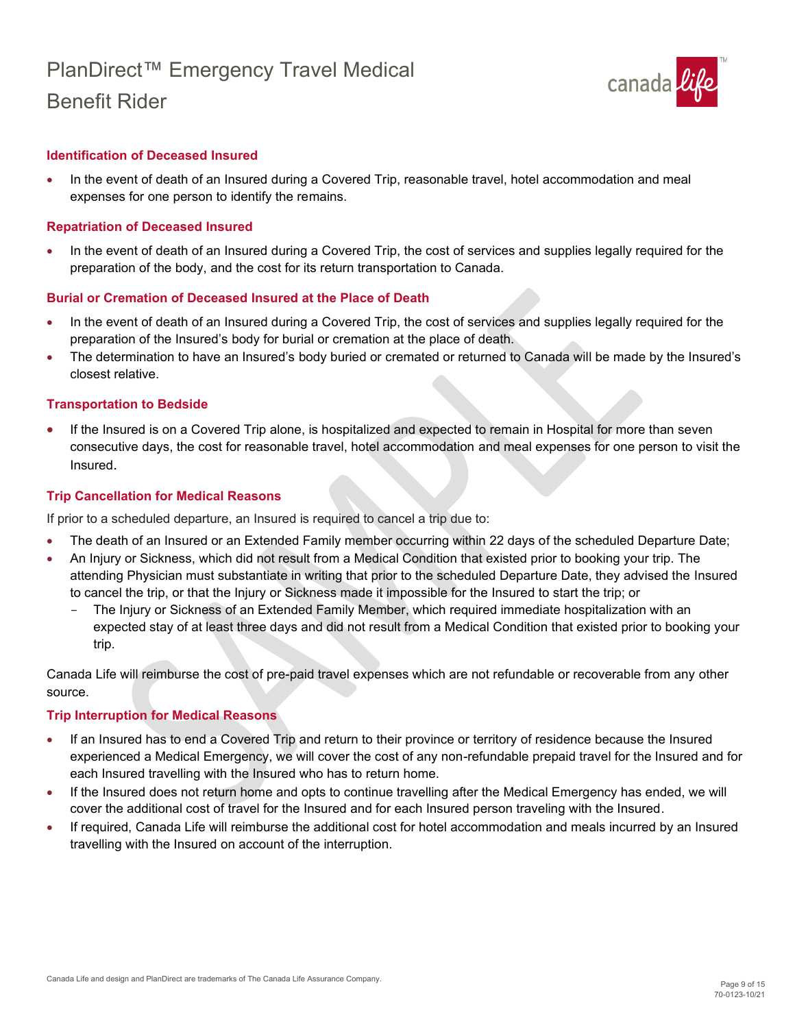#### Identification of Deceased Insured

- In the event of death of an Insured during a Covered Trip, reasonable travel, hotel accommodation and meal expenses for one person to identify the remains.

#### Repatriation of Deceased Insured

- In the event of death of an Insured during a Covered Trip, the cost of services and supplies legally required for the preparation of the body, and the cost for its return transportation to Canada.

#### Burial or Cremation of Deceased Insured at the Place of Death

- In the event of death of an Insured during a Covered Trip, the cost of services and supplies legally required for the preparation of the Insured's body for burial or cremation at the place of death.
- The determination to have an Insured's body buried or cremated or returned to Canada will be made by the Insured's closest relative.

#### Transportation to Bedside

- If the Insured is on a Covered Trip alone, is hospitalized and expected to remain in Hospital for more than seven consecutive days, the cost for reasonable travel, hotel accommodation and meal expenses for one person to visit the Insured.

#### Trip Cancellation for Medical Reasons

If prior to a scheduled departure, an Insured is required to cancel a trip due to:

- The death of an Insured or an Extended Family member occurring within 22 days of the scheduled Departure Date;
- An Injury or Sickness, which did not result from a Medical Condition that existed prior to booking your trip. The attending Physician must substantiate in writing that prior to the scheduled Departure Date, they advised the Insured to cancel the trip, or that the Injury or Sickness made it impossible for the Insured to start the trip; or
  - The Injury or Sickness of an Extended Family Member, which required immediate hospitalization with an expected stay of at least three days and did not result from a Medical Condition that existed prior to booking your trip.

Canada Life will reimburse the cost of pre-paid travel expenses which are not refundable or recoverable from any other source.

#### Trip Interruption for Medical Reasons

- If an Insured has to end a Covered Trip and return to their province or territory of residence because the Insured experienced a Medical Emergency, we will cover the cost of any non-refundable prepaid travel for the Insured and for each Insured travelling with the Insured who has to return home.
- If the Insured does not return home and opts to continue travelling after the Medical Emergency has ended, we will cover the additional cost of travel for the Insured and for each Insured person traveling with the Insured.
- If required, Canada Life will reimburse the additional cost for hotel accommodation and meals incurred by an Insured travelling with the Insured on account of the interruption.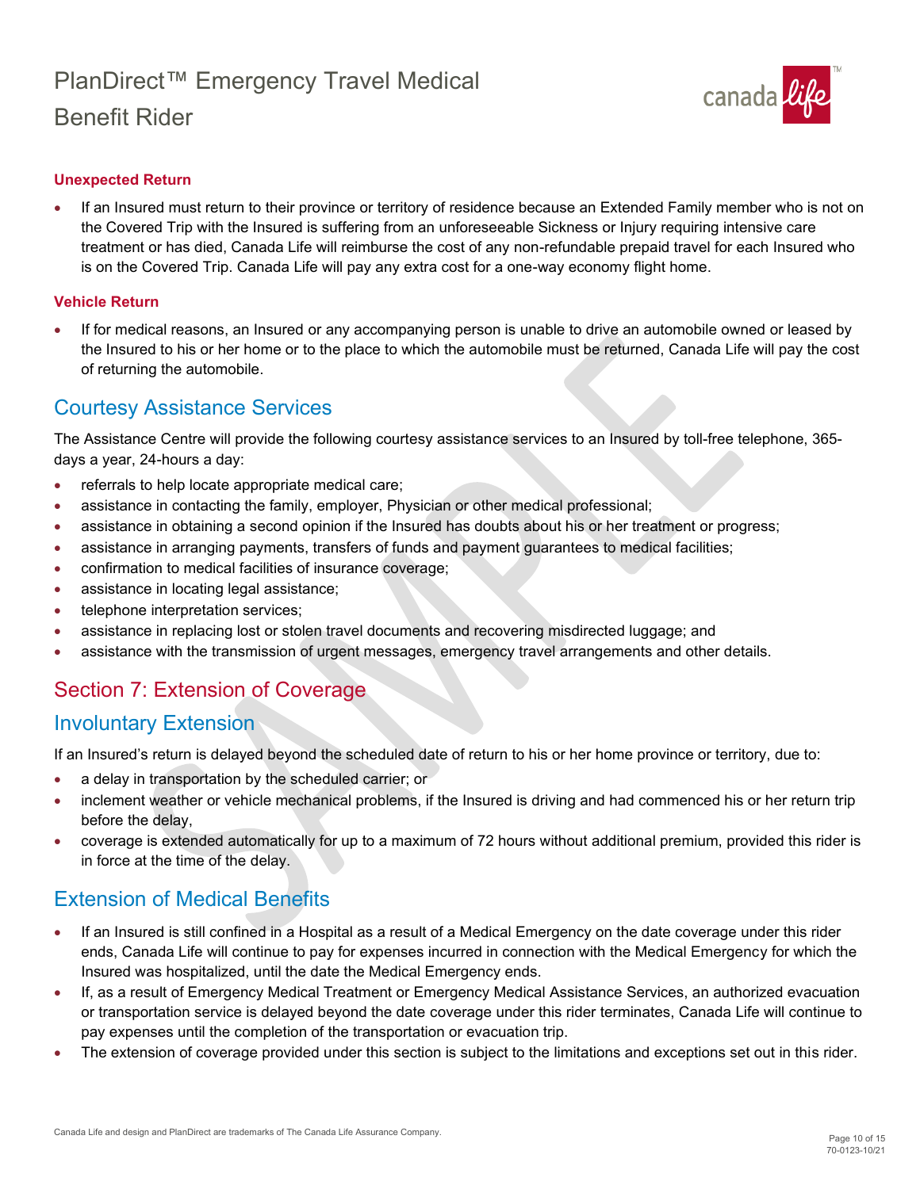### Unexpected Return

- If an Insured must return to their province or territory of residence because an Extended Family member who is not on the Covered Trip with the Insured is suffering from an unforeseeable Sickness or Injury requiring intensive care treatment or has died, Canada Life will reimburse the cost of any non-refundable prepaid travel for each Insured who is on the Covered Trip. Canada Life will pay any extra cost for a one-way economy flight home.

### Vehicle Return

- If for medical reasons, an Insured or any accompanying person is unable to drive an automobile owned or leased by the Insured to his or her home or to the place to which the automobile must be returned, Canada Life will pay the cost of returning the automobile.

## Courtesy Assistance Services

The Assistance Centre will provide the following courtesy assistance services to an Insured by toll-free telephone, 365-days a year, 24-hours a day:

- referrals to help locate appropriate medical care;
- assistance in contacting the family, employer, Physician or other medical professional;
- assistance in obtaining a second opinion if the Insured has doubts about his or her treatment or progress;
- assistance in arranging payments, transfers of funds and payment guarantees to medical facilities;
- confirmation to medical facilities of insurance coverage;
- assistance in locating legal assistance;
- telephone interpretation services;
- assistance in replacing lost or stolen travel documents and recovering misdirected luggage; and
- assistance with the transmission of urgent messages, emergency travel arrangements and other details.

# Section 7: Extension of Coverage

## Involuntary Extension

If an Insured's return is delayed beyond the scheduled date of return to his or her home province or territory, due to:

- a delay in transportation by the scheduled carrier; or
- inclement weather or vehicle mechanical problems, if the Insured is driving and had commenced his or her return trip before the delay,
- coverage is extended automatically for up to a maximum of 72 hours without additional premium, provided this rider is in force at the time of the delay.

## Extension of Medical Benefits

- If an Insured is still confined in a Hospital as a result of a Medical Emergency on the date coverage under this rider ends, Canada Life will continue to pay for expenses incurred in connection with the Medical Emergency for which the Insured was hospitalized, until the date the Medical Emergency ends.
- If, as a result of Emergency Medical Treatment or Emergency Medical Assistance Services, an authorized evacuation or transportation service is delayed beyond the date coverage under this rider terminates, Canada Life will continue to pay expenses until the completion of the transportation or evacuation trip.
- The extension of coverage provided under this section is subject to the limitations and exceptions set out in this rider.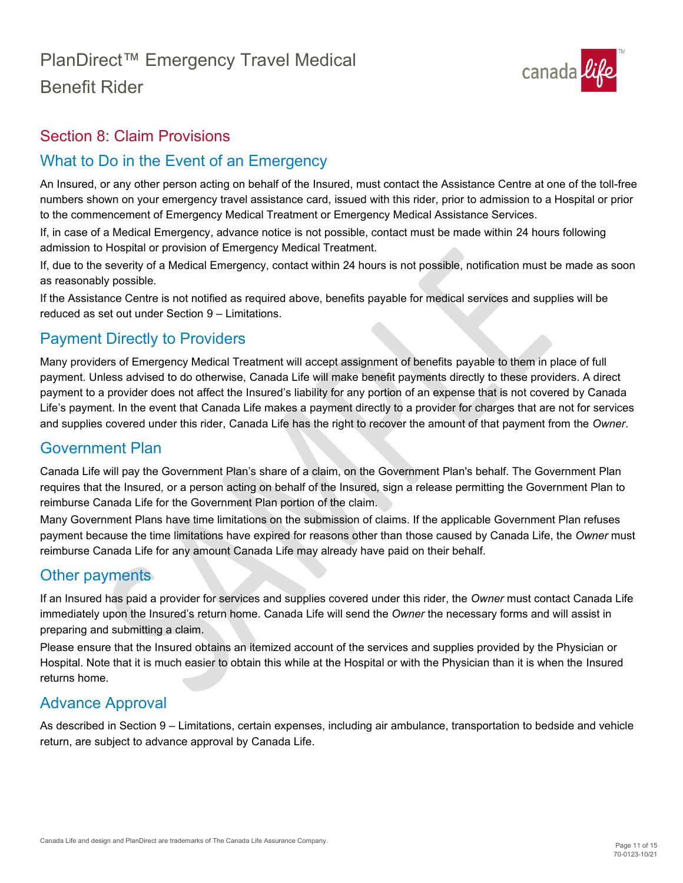## Section 8: Claim Provisions

### What to Do in the Event of an Emergency

An Insured, or any other person acting on behalf of the Insured, must contact the Assistance Centre at one of the toll-free numbers shown on your emergency travel assistance card, issued with this rider, prior to admission to a Hospital or prior to the commencement of Emergency Medical Treatment or Emergency Medical Assistance Services.

If, in case of a Medical Emergency, advance notice is not possible, contact must be made within 24 hours following admission to Hospital or provision of Emergency Medical Treatment.

If, due to the severity of a Medical Emergency, contact within 24 hours is not possible, notification must be made as soon as reasonably possible.

If the Assistance Centre is not notified as required above, benefits payable for medical services and supplies will be reduced as set out under Section 9 – Limitations.

### Payment Directly to Providers

Many providers of Emergency Medical Treatment will accept assignment of benefits payable to them in place of full payment. Unless advised to do otherwise, Canada Life will make benefit payments directly to these providers. A direct payment to a provider does not affect the Insured's liability for any portion of an expense that is not covered by Canada Life's payment. In the event that Canada Life makes a payment directly to a provider for charges that are not for services and supplies covered under this rider, Canada Life has the right to recover the amount of that payment from the *Owner*.

### Government Plan

Canada Life will pay the Government Plan's share of a claim, on the Government Plan's behalf. The Government Plan requires that the Insured, or a person acting on behalf of the Insured, sign a release permitting the Government Plan to reimburse Canada Life for the Government Plan portion of the claim.

Many Government Plans have time limitations on the submission of claims. If the applicable Government Plan refuses payment because the time limitations have expired for reasons other than those caused by Canada Life, the *Owner* must reimburse Canada Life for any amount Canada Life may already have paid on their behalf.

### Other payments

If an Insured has paid a provider for services and supplies covered under this rider, the *Owner* must contact Canada Life immediately upon the Insured's return home. Canada Life will send the *Owner* the necessary forms and will assist in preparing and submitting a claim.

Please ensure that the Insured obtains an itemized account of the services and supplies provided by the Physician or Hospital. Note that it is much easier to obtain this while at the Hospital or with the Physician than it is when the Insured returns home.

### Advance Approval

As described in Section 9 – Limitations, certain expenses, including air ambulance, transportation to bedside and vehicle return, are subject to advance approval by Canada Life.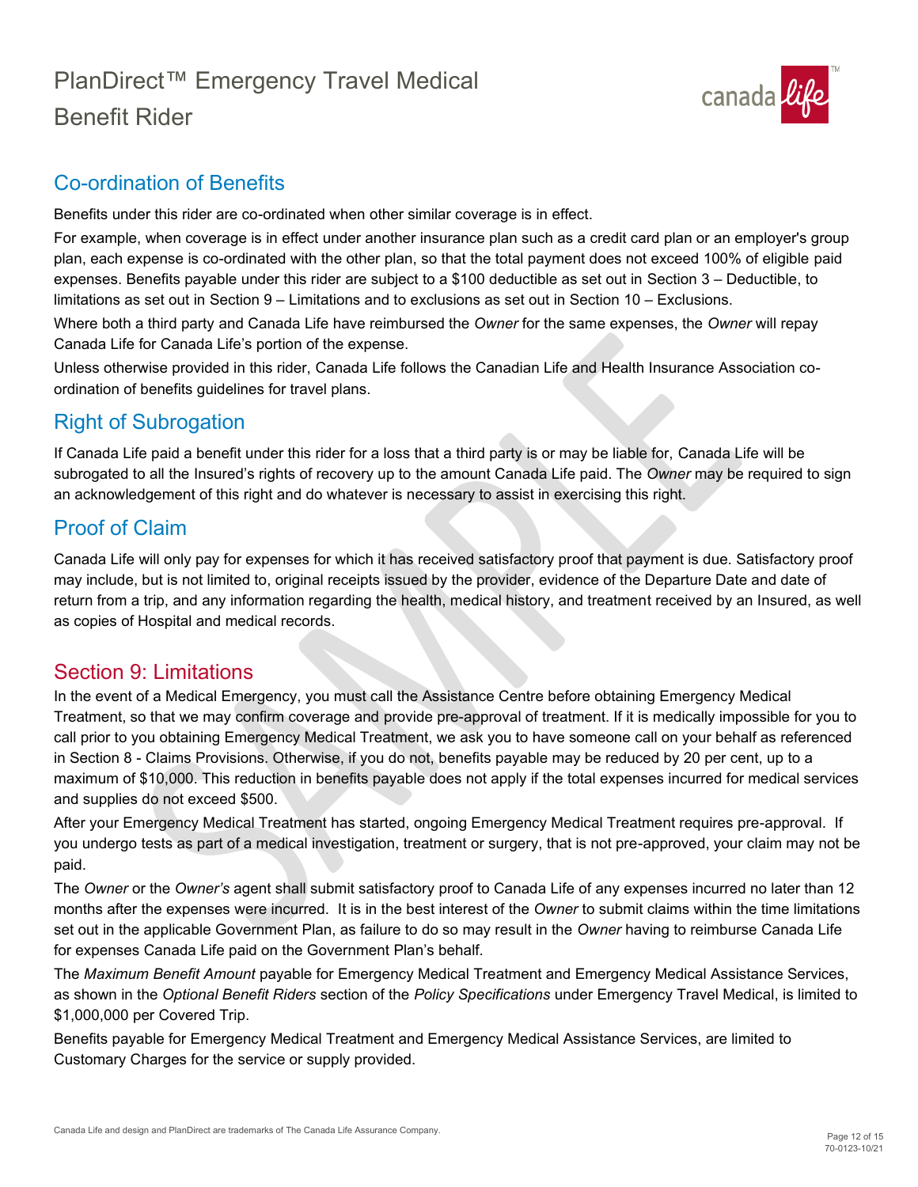## Co-ordination of Benefits

Benefits under this rider are co-ordinated when other similar coverage is in effect.

For example, when coverage is in effect under another insurance plan such as a credit card plan or an employer's group plan, each expense is co-ordinated with the other plan, so that the total payment does not exceed 100% of eligible paid expenses. Benefits payable under this rider are subject to a $100 deductible as set out in Section 3 – Deductible, to limitations as set out in Section 9 – Limitations and to exclusions as set out in Section 10 – Exclusions.

Where both a third party and Canada Life have reimbursed the *Owner* for the same expenses, the *Owner* will repay Canada Life for Canada Life's portion of the expense.

Unless otherwise provided in this rider, Canada Life follows the Canadian Life and Health Insurance Association co-ordination of benefits guidelines for travel plans.

## Right of Subrogation

If Canada Life paid a benefit under this rider for a loss that a third party is or may be liable for, Canada Life will be subrogated to all the Insured's rights of recovery up to the amount Canada Life paid. The *Owner* may be required to sign an acknowledgement of this right and do whatever is necessary to assist in exercising this right.

## Proof of Claim

Canada Life will only pay for expenses for which it has received satisfactory proof that payment is due. Satisfactory proof may include, but is not limited to, original receipts issued by the provider, evidence of the Departure Date and date of return from a trip, and any information regarding the health, medical history, and treatment received by an Insured, as well as copies of Hospital and medical records.

## Section 9: Limitations

In the event of a Medical Emergency, you must call the Assistance Centre before obtaining Emergency Medical Treatment, so that we may confirm coverage and provide pre-approval of treatment. If it is medically impossible for you to call prior to you obtaining Emergency Medical Treatment, we ask you to have someone call on your behalf as referenced in Section 8 - Claims Provisions. Otherwise, if you do not, benefits payable may be reduced by 20 per cent, up to a maximum of $10,000. This reduction in benefits payable does not apply if the total expenses incurred for medical services and supplies do not exceed $500.

After your Emergency Medical Treatment has started, ongoing Emergency Medical Treatment requires pre-approval. If you undergo tests as part of a medical investigation, treatment or surgery, that is not pre-approved, your claim may not be paid.

The *Owner* or the *Owner's* agent shall submit satisfactory proof to Canada Life of any expenses incurred no later than 12 months after the expenses were incurred. It is in the best interest of the *Owner* to submit claims within the time limitations set out in the applicable Government Plan, as failure to do so may result in the *Owner* having to reimburse Canada Life for expenses Canada Life paid on the Government Plan's behalf.

The *Maximum Benefit Amount* payable for Emergency Medical Treatment and Emergency Medical Assistance Services, as shown in the *Optional Benefit Riders* section of the *Policy Specifications* under Emergency Travel Medical, is limited to $1,000,000 per Covered Trip.

Benefits payable for Emergency Medical Treatment and Emergency Medical Assistance Services, are limited to Customary Charges for the service or supply provided.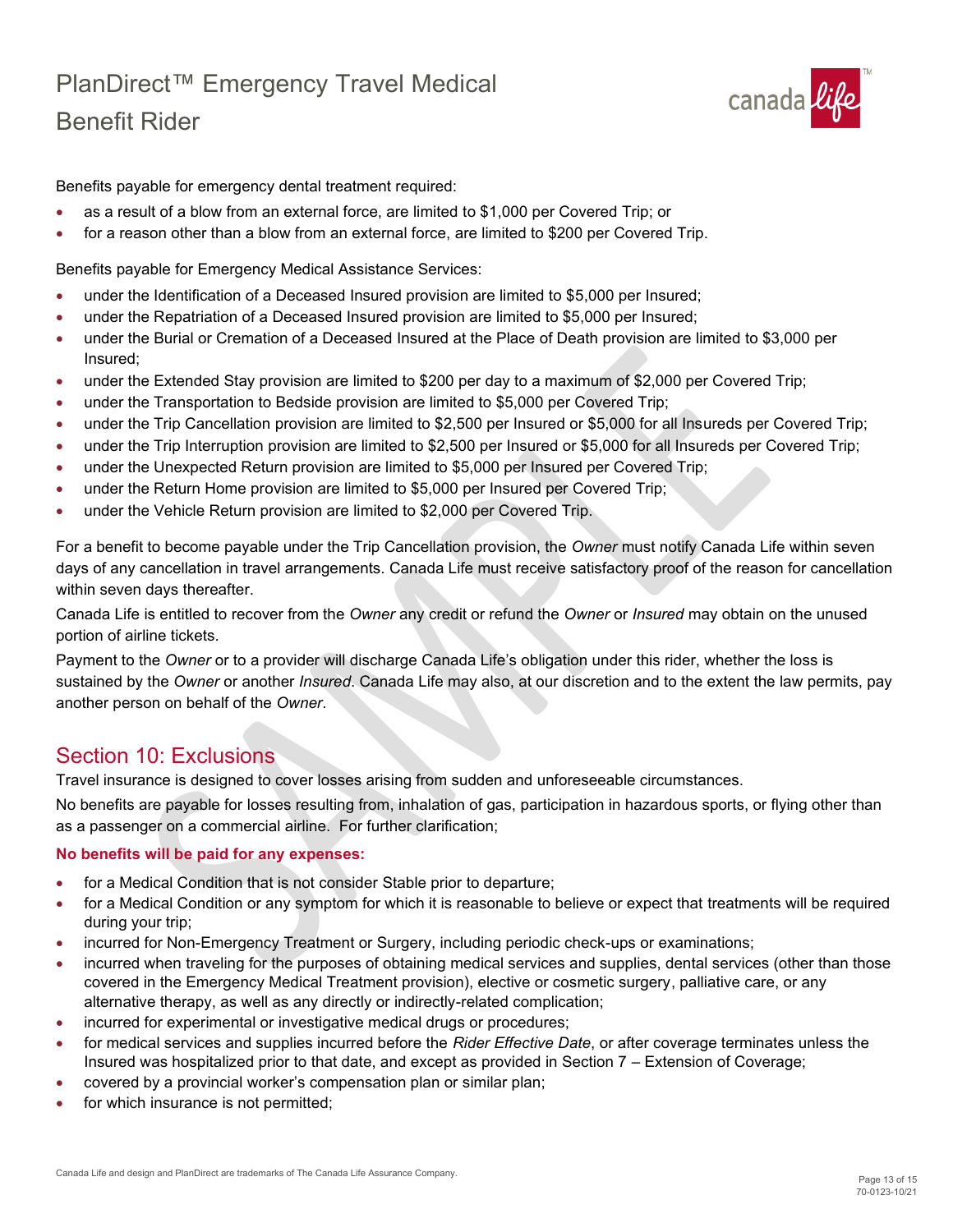Benefits payable for emergency dental treatment required:

- as a result of a blow from an external force, are limited to $1,000 per Covered Trip; or
- for a reason other than a blow from an external force, are limited to $200 per Covered Trip.

Benefits payable for Emergency Medical Assistance Services:

- under the Identification of a Deceased Insured provision are limited to $5,000 per Insured;
- under the Repatriation of a Deceased Insured provision are limited to $5,000 per Insured;
- under the Burial or Cremation of a Deceased Insured at the Place of Death provision are limited to $3,000 per Insured;
- under the Extended Stay provision are limited to $200 per day to a maximum of $2,000 per Covered Trip;
- under the Transportation to Bedside provision are limited to $5,000 per Covered Trip;
- under the Trip Cancellation provision are limited to $2,500 per Insured or $5,000 for all Insureds per Covered Trip;
- under the Trip Interruption provision are limited to $2,500 per Insured or $5,000 for all Insureds per Covered Trip;
- under the Unexpected Return provision are limited to $5,000 per Insured per Covered Trip;
- under the Return Home provision are limited to $5,000 per Insured per Covered Trip;
- under the Vehicle Return provision are limited to $2,000 per Covered Trip.

For a benefit to become payable under the Trip Cancellation provision, the *Owner* must notify Canada Life within seven days of any cancellation in travel arrangements. Canada Life must receive satisfactory proof of the reason for cancellation within seven days thereafter.

Canada Life is entitled to recover from the *Owner* any credit or refund the *Owner* or *Insured* may obtain on the unused portion of airline tickets.

Payment to the *Owner* or to a provider will discharge Canada Life's obligation under this rider, whether the loss is sustained by the *Owner* or another *Insured*. Canada Life may also, at our discretion and to the extent the law permits, pay another person on behalf of the *Owner*.

## Section 10: Exclusions

Travel insurance is designed to cover losses arising from sudden and unforeseeable circumstances.

No benefits are payable for losses resulting from, inhalation of gas, participation in hazardous sports, or flying other than as a passenger on a commercial airline. For further clarification;

**No benefits will be paid for any expenses:**

- for a Medical Condition that is not consider Stable prior to departure;
- for a Medical Condition or any symptom for which it is reasonable to believe or expect that treatments will be required during your trip;
- incurred for Non-Emergency Treatment or Surgery, including periodic check-ups or examinations;
- incurred when traveling for the purposes of obtaining medical services and supplies, dental services (other than those covered in the Emergency Medical Treatment provision), elective or cosmetic surgery, palliative care, or any alternative therapy, as well as any directly or indirectly-related complication;
- incurred for experimental or investigative medical drugs or procedures;
- for medical services and supplies incurred before the *Rider Effective Date*, or after coverage terminates unless the Insured was hospitalized prior to that date, and except as provided in Section 7 – Extension of Coverage;
- covered by a provincial worker's compensation plan or similar plan;
- for which insurance is not permitted;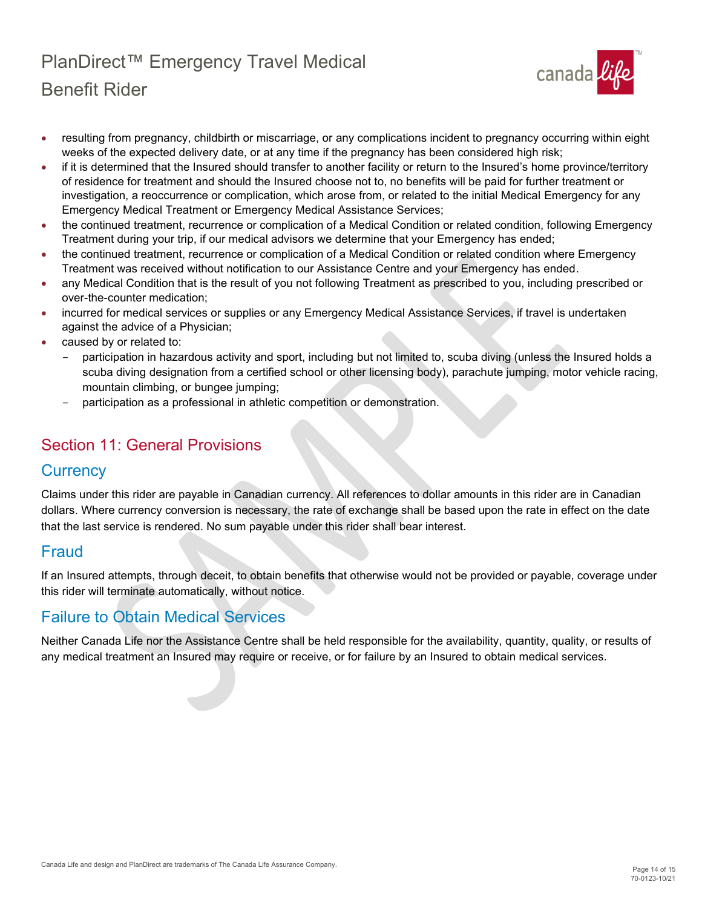- resulting from pregnancy, childbirth or miscarriage, or any complications incident to pregnancy occurring within eight weeks of the expected delivery date, or at any time if the pregnancy has been considered high risk;
- if it is determined that the Insured should transfer to another facility or return to the Insured's home province/territory of residence for treatment and should the Insured choose not to, no benefits will be paid for further treatment or investigation, a reoccurrence or complication, which arose from, or related to the initial Medical Emergency for any Emergency Medical Treatment or Emergency Medical Assistance Services;
- the continued treatment, recurrence or complication of a Medical Condition or related condition, following Emergency Treatment during your trip, if our medical advisors we determine that your Emergency has ended;
- the continued treatment, recurrence or complication of a Medical Condition or related condition where Emergency Treatment was received without notification to our Assistance Centre and your Emergency has ended.
- any Medical Condition that is the result of you not following Treatment as prescribed to you, including prescribed or over-the-counter medication;
- incurred for medical services or supplies or any Emergency Medical Assistance Services, if travel is undertaken against the advice of a Physician;
- caused by or related to:
  - participation in hazardous activity and sport, including but not limited to, scuba diving (unless the Insured holds a scuba diving designation from a certified school or other licensing body), parachute jumping, motor vehicle racing, mountain climbing, or bungee jumping;
  - participation as a professional in athletic competition or demonstration.

## Section 11: General Provisions

### Currency

Claims under this rider are payable in Canadian currency. All references to dollar amounts in this rider are in Canadian dollars. Where currency conversion is necessary, the rate of exchange shall be based upon the rate in effect on the date that the last service is rendered. No sum payable under this rider shall bear interest.

### Fraud

If an Insured attempts, through deceit, to obtain benefits that otherwise would not be provided or payable, coverage under this rider will terminate automatically, without notice.

### Failure to Obtain Medical Services

Neither Canada Life nor the Assistance Centre shall be held responsible for the availability, quantity, quality, or results of any medical treatment an Insured may require or receive, or for failure by an Insured to obtain medical services.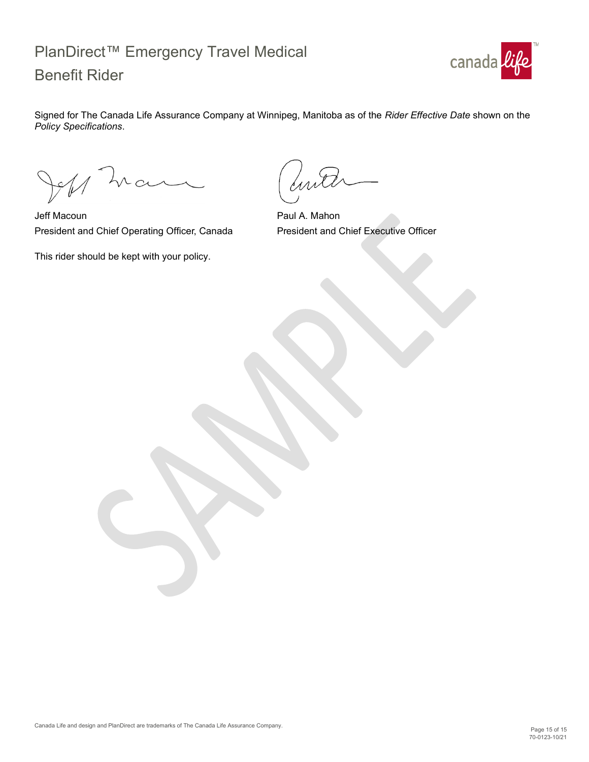# PlanDirect™ Emergency Travel Medical Benefit Rider

Signed for The Canada Life Assurance Company at Winnipeg, Manitoba as of the *Rider Effective Date* shown on the *Policy Specifications*.

Jeff Macoun
President and Chief Operating Officer, Canada

Paul A. Mahon
President and Chief Executive Officer

This rider should be kept with your policy.

Canada Life and design and PlanDirect are trademarks of The Canada Life Assurance Company.

70-0123-10/21